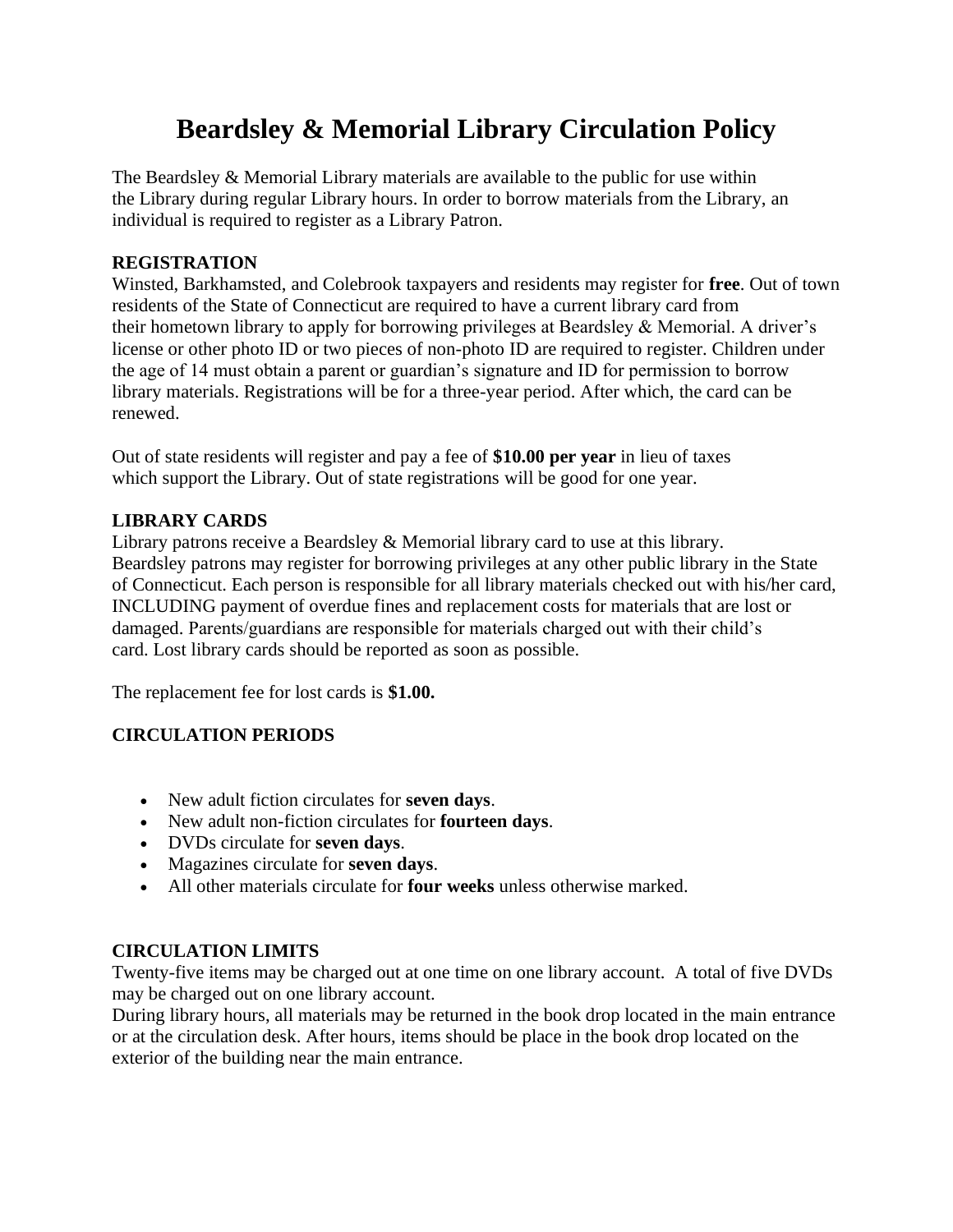# Beardsley & Memorial Library Circulation Policy

The Beardsley & Memorial Library materials are available to the public for use within the Library during regular Library hours. In order to borrow materials from the Library, an individual is required to register as a Library Patron.

### REGISTRATION

Winsted, Barkhamsted, and Colebrook taxpayers and residents may register for **free**. Out of town residents of the State of Connecticut are required to have a current library card from their hometown library to apply for borrowing privileges at Beardsley & Memorial. A driver's license or other photo ID or two pieces of non-photo ID are required to register. Children under the age of 14 must obtain a parent or guardian's signature and ID for permission to borrow library materials. Registrations will be for a three-year period. After which, the card can be renewed.

Out of state residents will register and pay a fee of **$10.00 per year** in lieu of taxes which support the Library. Out of state registrations will be good for one year.

### LIBRARY CARDS

Library patrons receive a Beardsley & Memorial library card to use at this library. Beardsley patrons may register for borrowing privileges at any other public library in the State of Connecticut. Each person is responsible for all library materials checked out with his/her card, INCLUDING payment of overdue fines and replacement costs for materials that are lost or damaged. Parents/guardians are responsible for materials charged out with their child's card. Lost library cards should be reported as soon as possible.

The replacement fee for lost cards is **$1.00.**

### CIRCULATION PERIODS

- New adult fiction circulates for **seven days**.
- New adult non-fiction circulates for **fourteen days**.
- DVDs circulate for **seven days**.
- Magazines circulate for **seven days**.
- All other materials circulate for **four weeks** unless otherwise marked.

### CIRCULATION LIMITS

Twenty-five items may be charged out at one time on one library account. A total of five DVDs may be charged out on one library account.

During library hours, all materials may be returned in the book drop located in the main entrance or at the circulation desk. After hours, items should be place in the book drop located on the exterior of the building near the main entrance.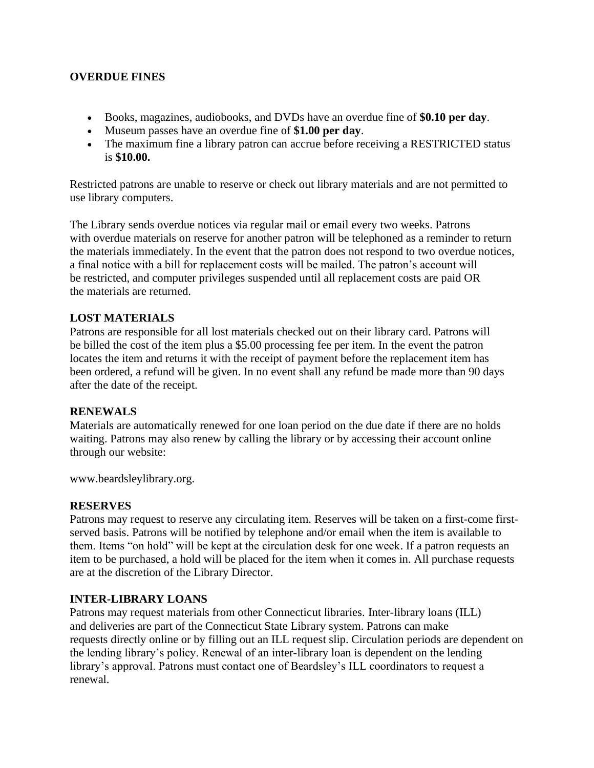**OVERDUE FINES**

- Books, magazines, audiobooks, and DVDs have an overdue fine of **$0.10 per day**.
- Museum passes have an overdue fine of **$1.00 per day**.
- The maximum fine a library patron can accrue before receiving a RESTRICTED status is **$10.00.**

Restricted patrons are unable to reserve or check out library materials and are not permitted to use library computers.

The Library sends overdue notices via regular mail or email every two weeks. Patrons with overdue materials on reserve for another patron will be telephoned as a reminder to return the materials immediately. In the event that the patron does not respond to two overdue notices, a final notice with a bill for replacement costs will be mailed. The patron's account will be restricted, and computer privileges suspended until all replacement costs are paid OR the materials are returned.

**LOST MATERIALS**

Patrons are responsible for all lost materials checked out on their library card. Patrons will be billed the cost of the item plus a $5.00 processing fee per item. In the event the patron locates the item and returns it with the receipt of payment before the replacement item has been ordered, a refund will be given. In no event shall any refund be made more than 90 days after the date of the receipt.

**RENEWALS**

Materials are automatically renewed for one loan period on the due date if there are no holds waiting. Patrons may also renew by calling the library or by accessing their account online through our website:

www.beardsleylibrary.org.

**RESERVES**

Patrons may request to reserve any circulating item. Reserves will be taken on a first-come first-served basis. Patrons will be notified by telephone and/or email when the item is available to them. Items "on hold" will be kept at the circulation desk for one week. If a patron requests an item to be purchased, a hold will be placed for the item when it comes in. All purchase requests are at the discretion of the Library Director.

**INTER-LIBRARY LOANS**

Patrons may request materials from other Connecticut libraries. Inter-library loans (ILL) and deliveries are part of the Connecticut State Library system. Patrons can make requests directly online or by filling out an ILL request slip. Circulation periods are dependent on the lending library's policy. Renewal of an inter-library loan is dependent on the lending library's approval. Patrons must contact one of Beardsley's ILL coordinators to request a renewal.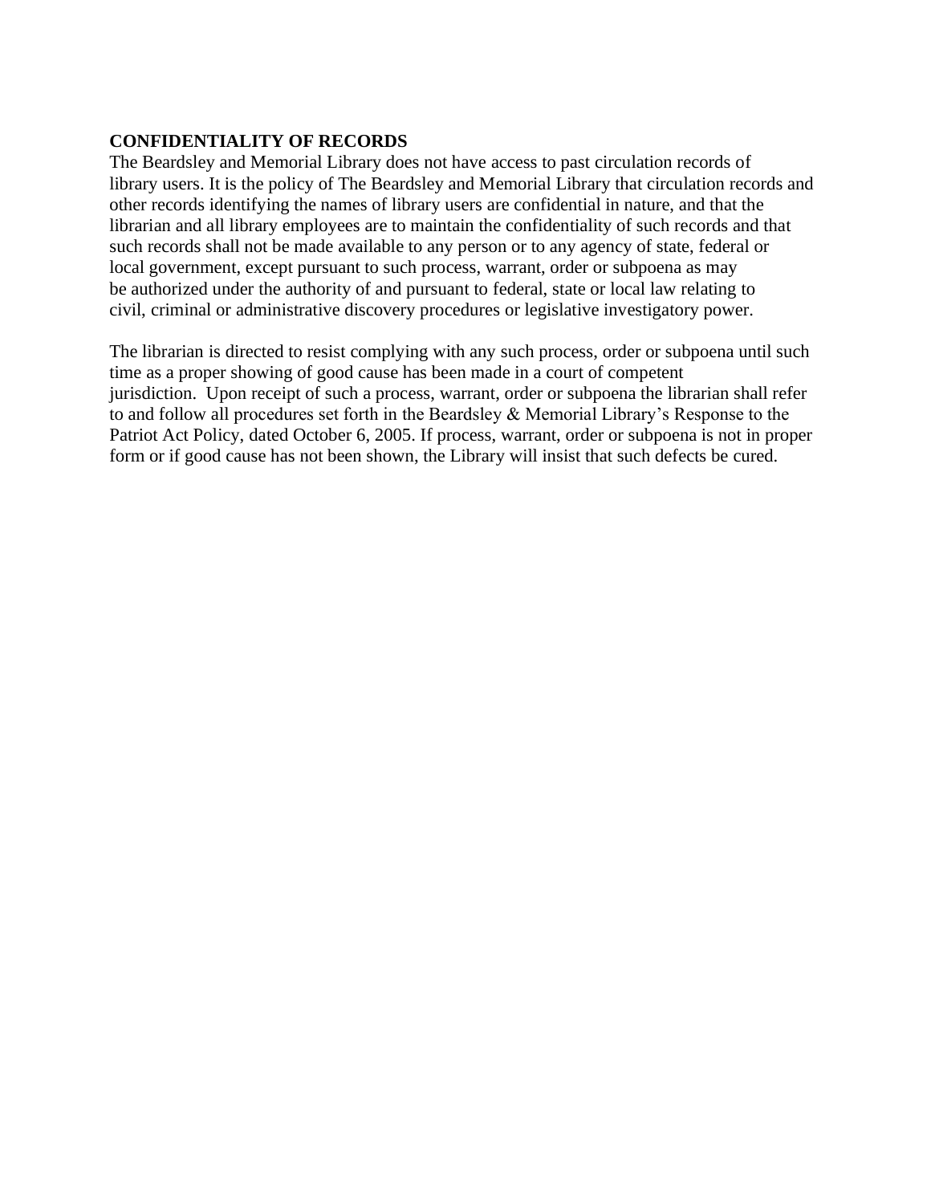**CONFIDENTIALITY OF RECORDS**

The Beardsley and Memorial Library does not have access to past circulation records of library users. It is the policy of The Beardsley and Memorial Library that circulation records and other records identifying the names of library users are confidential in nature, and that the librarian and all library employees are to maintain the confidentiality of such records and that such records shall not be made available to any person or to any agency of state, federal or local government, except pursuant to such process, warrant, order or subpoena as may be authorized under the authority of and pursuant to federal, state or local law relating to civil, criminal or administrative discovery procedures or legislative investigatory power.

The librarian is directed to resist complying with any such process, order or subpoena until such time as a proper showing of good cause has been made in a court of competent jurisdiction. Upon receipt of such a process, warrant, order or subpoena the librarian shall refer to and follow all procedures set forth in the Beardsley & Memorial Library's Response to the Patriot Act Policy, dated October 6, 2005. If process, warrant, order or subpoena is not in proper form or if good cause has not been shown, the Library will insist that such defects be cured.